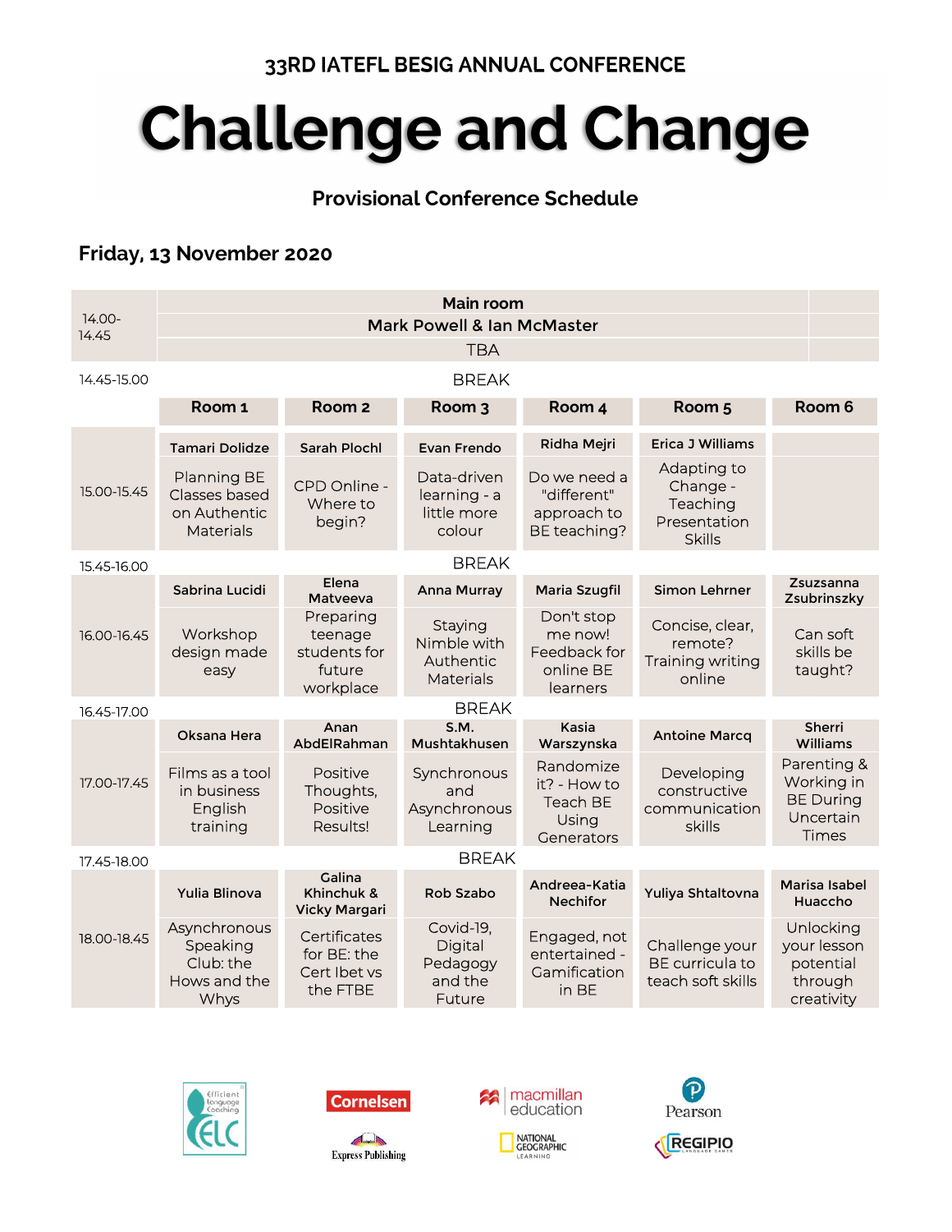33RD IATEFL BESIG ANNUAL CONFERENCE

# Challenge and Change

## Provisional Conference Schedule

### Friday, 13 November 2020

| | Room 1 | Room 2 | Room 3 | Room 4 | Room 5 | Room 6 |
|---|---|---|---|---|---|---|
| 14.00-14.45 | **Main room**<br>Mark Powell & Ian McMaster<br>TBA | | | | | |
| 14.45-15.00 | BREAK | | | | | |
| 15.00-15.45 | **Tamari Dolidze**<br>Planning BE Classes based on Authentic Materials | **Sarah Plochl**<br>CPD Online - Where to begin? | **Evan Frendo**<br>Data-driven learning - a little more colour | **Ridha Mejri**<br>Do we need a "different" approach to BE teaching? | **Erica J Williams**<br>Adapting to Change - Teaching Presentation Skills | |
| 15.45-16.00 | BREAK | | | | | |
| 16.00-16.45 | **Sabrina Lucidi**<br>Workshop design made easy | **Elena Matveeva**<br>Preparing teenage students for future workplace | **Anna Murray**<br>Staying Nimble with Authentic Materials | **Maria Szugfil**<br>Don't stop me now! Feedback for online BE learners | **Simon Lehrner**<br>Concise, clear, remote? Training writing online | **Zsuzsanna Zsubrinszky**<br>Can soft skills be taught? |
| 16.45-17.00 | BREAK | | | | | |
| 17.00-17.45 | **Oksana Hera**<br>Films as a tool in business English training | **Anan AbdElRahman**<br>Positive Thoughts, Positive Results! | **S.M. Mushtakhusen**<br>Synchronous and Asynchronous Learning | **Kasia Warszynska**<br>Randomize it? - How to Teach BE Using Generators | **Antoine Marcq**<br>Developing constructive communication skills | **Sherri Williams**<br>Parenting & Working in BE During Uncertain Times |
| 17.45-18.00 | BREAK | | | | | |
| 18.00-18.45 | **Yulia Blinova**<br>Asynchronous Speaking Club: the Hows and the Whys | **Galina Khinchuk & Vicky Margari**<br>Certificates for BE: the Cert Ibet vs the FTBE | **Rob Szabo**<br>Covid-19, Digital Pedagogy and the Future | **Andreea-Katia Nechifor**<br>Engaged, not entertained - Gamification in BE | **Yuliya Shtaltovna**<br>Challenge your BE curricula to teach soft skills | **Marisa Isabel Huaccho**<br>Unlocking your lesson potential through creativity |

Efficient Language Coaching ELC · Cornelsen · Express Publishing · macmillan education · National Geographic Learning · Pearson · REGIPIO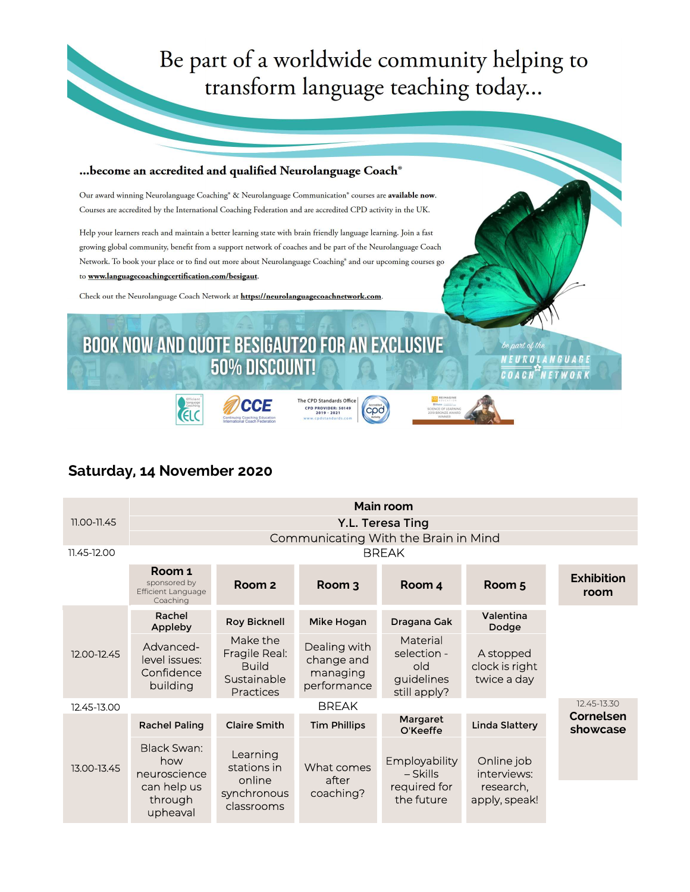# Be part of a worldwide community helping to transform language teaching today...

**...become an accredited and qualified Neurolanguage Coach®**

Our award winning Neurolanguage Coaching® & Neurolanguage Communication® courses are **available now**. Courses are accredited by the International Coaching Federation and are accredited CPD activity in the UK.

Help your learners reach and maintain a better learning state with brain friendly language learning. Join a fast growing global community, benefit from a support network of coaches and be part of the Neurolanguage Coach Network. To book your place or to find out more about Neurolanguage Coaching® and our upcoming courses go to **www.languagecoachingcertification.com/besigaut**.

Check out the Neurolanguage Coach Network at **https://neurolanguagecoachnetwork.com**.

**BOOK NOW AND QUOTE BESIGAUT20 FOR AN EXCLUSIVE 50% DISCOUNT!**

*be part of the* NEUROLANGUAGE COACH NETWORK

## Saturday, 14 November 2020

| | Main room | | | | | |
|---|---|---|---|---|---|---|
| 11.00-11.45 | **Y.L. Teresa Ting**<br>Communicating With the Brain in Mind | | | | | |
| 11.45-12.00 | BREAK | | | | | |
| | **Room 1** sponsored by Efficient Language Coaching | **Room 2** | **Room 3** | **Room 4** | **Room 5** | **Exhibition room** |
| 12.00-12.45 | **Rachel Appleby**<br>Advanced-level issues: Confidence building | **Roy Bicknell**<br>Make the Fragile Real: Build Sustainable Practices | **Mike Hogan**<br>Dealing with change and managing performance | **Dragana Gak**<br>Material selection - old guidelines still apply? | **Valentina Dodge**<br>A stopped clock is right twice a day | |
| 12.45-13.00 | BREAK | | | | | 12.45-13.30<br>**Cornelsen showcase** |
| 13.00-13.45 | **Rachel Paling**<br>Black Swan: how neuroscience can help us through upheaval | **Claire Smith**<br>Learning stations in online synchronous classrooms | **Tim Phillips**<br>What comes after coaching? | **Margaret O'Keeffe**<br>Employability – Skills required for the future | **Linda Slattery**<br>Online job interviews: research, apply, speak! | |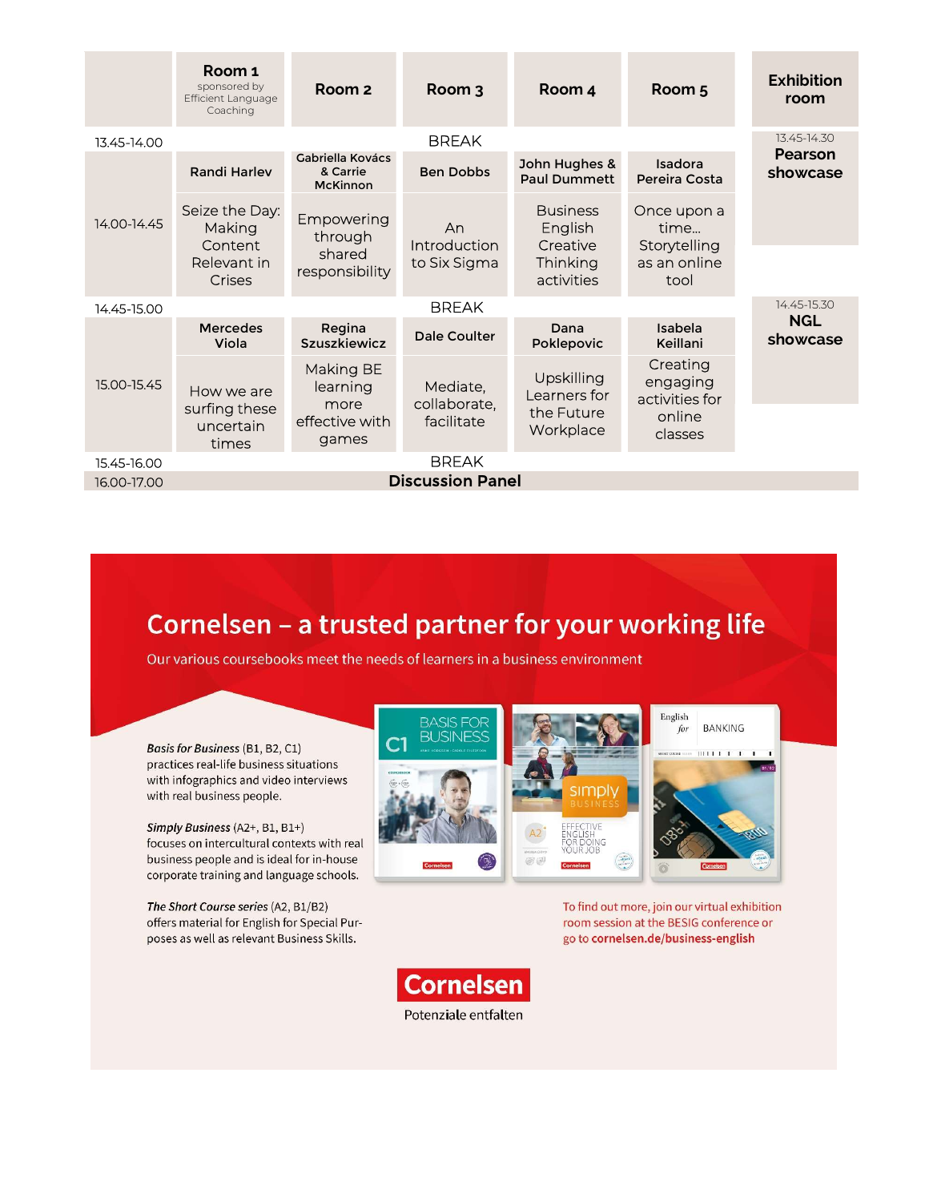| | Room 1 sponsored by Efficient Language Coaching | Room 2 | Room 3 | Room 4 | Room 5 | Exhibition room |
|---|---|---|---|---|---|---|
| 13.45-14.00 | | | BREAK | | | 13.45-14.30 **Pearson showcase** |
| 14.00-14.45 | **Randi Harlev** Seize the Day: Making Content Relevant in Crises | **Gabriella Kovács & Carrie McKinnon** Empowering through shared responsibility | **Ben Dobbs** An Introduction to Six Sigma | **John Hughes & Paul Dummett** Business English Creative Thinking activities | **Isadora Pereira Costa** Once upon a time... Storytelling as an online tool | |
| 14.45-15.00 | | | BREAK | | | 14.45-15.30 **NGL showcase** |
| 15.00-15.45 | **Mercedes Viola** How we are surfing these uncertain times | **Regina Szuszkiewicz** Making BE learning more effective with games | **Dale Coulter** Mediate, collaborate, facilitate | **Dana Poklepovic** Upskilling Learners for the Future Workplace | **Isabela Keillani** Creating engaging activities for online classes | |
| 15.45-16.00 | | | BREAK | | | |
| 16.00-17.00 | | | **Discussion Panel** | | | |

# Cornelsen – a trusted partner for your working life

Our various coursebooks meet the needs of learners in a business environment

***Basis for Business*** (B1, B2, C1) practices real-life business situations with infographics and video interviews with real business people.

***Simply Business*** (A2+, B1, B1+) focuses on intercultural contexts with real business people and is ideal for in-house corporate training and language schools.

***The Short Course series*** (A2, B1/B2) offers material for English for Special Purposes as well as relevant Business Skills.

To find out more, join our virtual exhibition room session at the BESIG conference or go to **cornelsen.de/business-english**

**Cornelsen**

Potenziale entfalten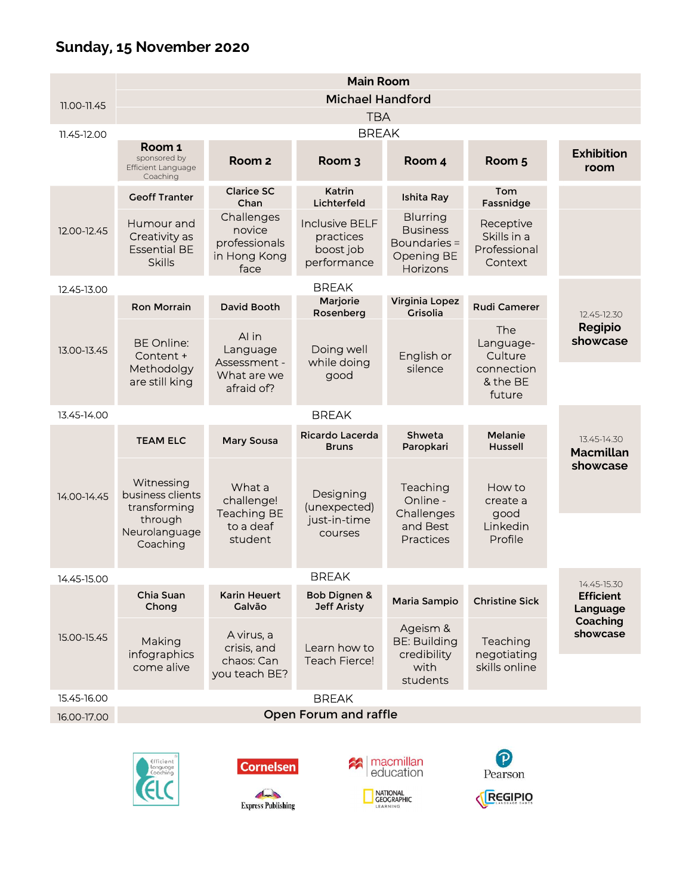## Sunday, 15 November 2020

| | | | | | | |
|---|---|---|---|---|---|---|
| 11.00-11.45 | **Main Room**<br>**Michael Handford**<br>TBA | | | | | |
| 11.45-12.00 | BREAK | | | | | |
| | **Room 1** sponsored by Efficient Language Coaching | **Room 2** | **Room 3** | **Room 4** | **Room 5** | **Exhibition room** |
| 12.00-12.45 | **Geoff Tranter**<br>Humour and Creativity as Essential BE Skills | **Clarice SC Chan**<br>Challenges novice professionals in Hong Kong face | **Katrin Lichterfeld**<br>Inclusive BELF practices boost job performance | **Ishita Ray**<br>Blurring Business Boundaries = Opening BE Horizons | **Tom Fassnidge**<br>Receptive Skills in a Professional Context | |
| 12.45-13.00 | BREAK | | | | | 12.45-12.30<br>**Regipio showcase** |
| 13.00-13.45 | **Ron Morrain**<br>BE Online: Content + Methodolgy are still king | **David Booth**<br>AI in Language Assessment - What are we afraid of? | **Marjorie Rosenberg**<br>Doing well while doing good | **Virginia Lopez Grisolia**<br>English or silence | **Rudi Camerer**<br>The Language-Culture connection & the BE future | |
| 13.45-14.00 | BREAK | | | | | 13.45-14.30<br>**Macmillan showcase** |
| 14.00-14.45 | **TEAM ELC**<br>Witnessing business clients transforming through Neurolanguage Coaching | **Mary Sousa**<br>What a challenge! Teaching BE to a deaf student | **Ricardo Lacerda Bruns**<br>Designing (unexpected) just-in-time courses | **Shweta Paropkari**<br>Teaching Online - Challenges and Best Practices | **Melanie Hussell**<br>How to create a good Linkedin Profile | |
| 14.45-15.00 | BREAK | | | | | 14.45-15.30<br>**Efficient Language Coaching showcase** |
| 15.00-15.45 | **Chia Suan Chong**<br>Making infographics come alive | **Karin Heuert Galvão**<br>A virus, a crisis, and chaos: Can you teach BE? | **Bob Dignen & Jeff Aristy**<br>Learn how to Teach Fierce! | **Maria Sampio**<br>Ageism & BE: Building credibility with students | **Christine Sick**<br>Teaching negotiating skills online | |
| 15.45-16.00 | BREAK | | | | | |
| 16.00-17.00 | **Open Forum and raffle** | | | | | |

Efficient Language Coaching ELC · Cornelsen · Express Publishing · macmillan education · National Geographic Learning · Pearson · REGIPIO